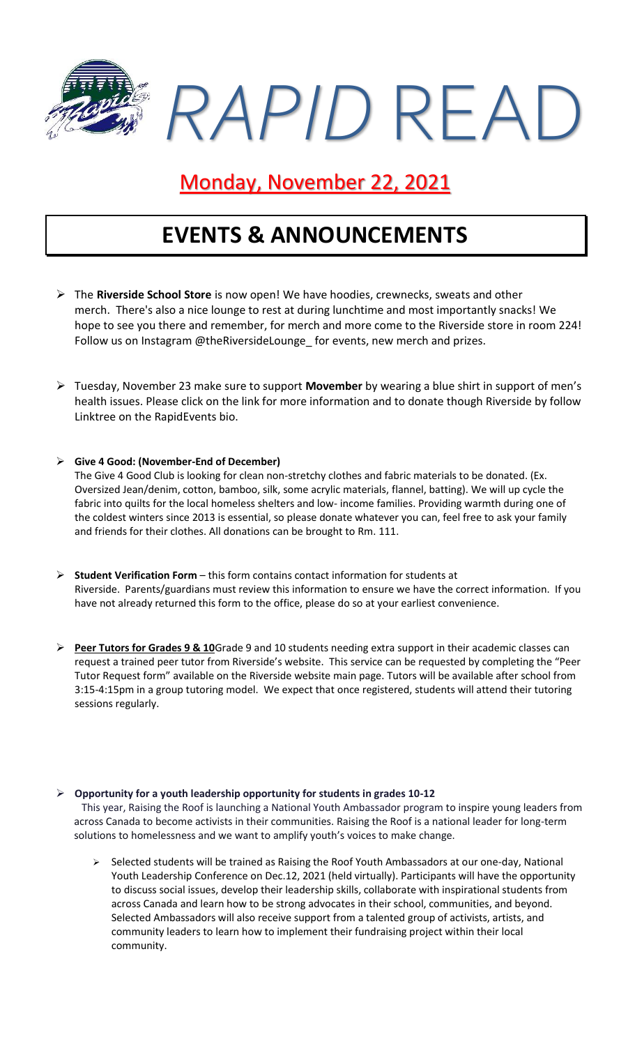# *RAPID* READ

## Monday, November 22, 2021

# EVENTS & ANNOUNCEMENTS

- The **Riverside School Store** is now open! We have hoodies, crewnecks, sweats and other merch. There's also a nice lounge to rest at during lunchtime and most importantly snacks! We hope to see you there and remember, for merch and more come to the Riverside store in room 224! Follow us on Instagram @theRiversideLounge_ for events, new merch and prizes.

- Tuesday, November 23 make sure to support **Movember** by wearing a blue shirt in support of men's health issues. Please click on the link for more information and to donate though Riverside by follow Linktree on the RapidEvents bio.

- **Give 4 Good: (November-End of December)**
  The Give 4 Good Club is looking for clean non-stretchy clothes and fabric materials to be donated. (Ex. Oversized Jean/denim, cotton, bamboo, silk, some acrylic materials, flannel, batting). We will up cycle the fabric into quilts for the local homeless shelters and low- income families. Providing warmth during one of the coldest winters since 2013 is essential, so please donate whatever you can, feel free to ask your family and friends for their clothes. All donations can be brought to Rm. 111.

- **Student Verification Form** – this form contains contact information for students at Riverside. Parents/guardians must review this information to ensure we have the correct information. If you have not already returned this form to the office, please do so at your earliest convenience.

- **Peer Tutors for Grades 9 & 10**Grade 9 and 10 students needing extra support in their academic classes can request a trained peer tutor from Riverside's website. This service can be requested by completing the "Peer Tutor Request form" available on the Riverside website main page. Tutors will be available after school from 3:15-4:15pm in a group tutoring model. We expect that once registered, students will attend their tutoring sessions regularly.

- **Opportunity for a youth leadership opportunity for students in grades 10-12**
  This year, Raising the Roof is launching a National Youth Ambassador program to inspire young leaders from across Canada to become activists in their communities. Raising the Roof is a national leader for long-term solutions to homelessness and we want to amplify youth's voices to make change.

  - Selected students will be trained as Raising the Roof Youth Ambassadors at our one-day, National Youth Leadership Conference on Dec.12, 2021 (held virtually). Participants will have the opportunity to discuss social issues, develop their leadership skills, collaborate with inspirational students from across Canada and learn how to be strong advocates in their school, communities, and beyond. Selected Ambassadors will also receive support from a talented group of activists, artists, and community leaders to learn how to implement their fundraising project within their local community.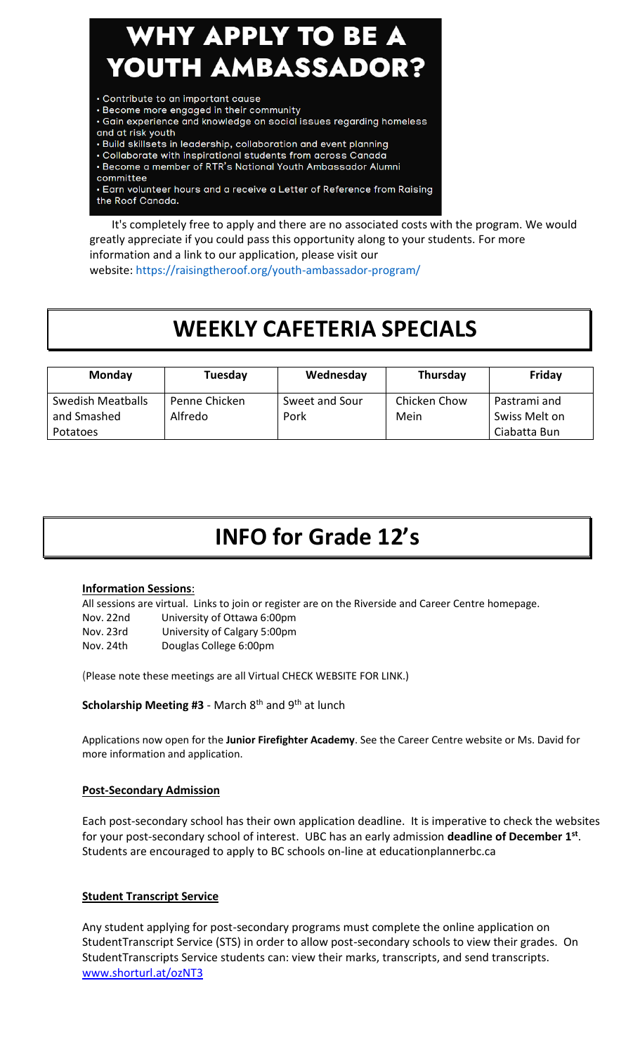# WHY APPLY TO BE A YOUTH AMBASSADOR?

- Contribute to an important cause
- Become more engaged in their community
- Gain experience and knowledge on social issues regarding homeless and at risk youth
- Build skillsets in leadership, collaboration and event planning
- Collaborate with inspirational students from across Canada
- Become a member of RTR's National Youth Ambassador Alumni committee
- Earn volunteer hours and a receive a Letter of Reference from Raising the Roof Canada.

It's completely free to apply and there are no associated costs with the program. We would greatly appreciate if you could pass this opportunity along to your students. For more information and a link to our application, please visit our website: https://raisingtheroof.org/youth-ambassador-program/

# WEEKLY CAFETERIA SPECIALS

| Monday | Tuesday | Wednesday | Thursday | Friday |
|---|---|---|---|---|
| Swedish Meatballs and Smashed Potatoes | Penne Chicken Alfredo | Sweet and Sour Pork | Chicken Chow Mein | Pastrami and Swiss Melt on Ciabatta Bun |

# INFO for Grade 12's

**Information Sessions**:

All sessions are virtual. Links to join or register are on the Riverside and Career Centre homepage.

Nov. 22nd University of Ottawa 6:00pm
Nov. 23rd University of Calgary 5:00pm
Nov. 24th Douglas College 6:00pm

(Please note these meetings are all Virtual CHECK WEBSITE FOR LINK.)

**Scholarship Meeting #3** - March 8th and 9th at lunch

Applications now open for the **Junior Firefighter Academy**. See the Career Centre website or Ms. David for more information and application.

**Post-Secondary Admission**

Each post-secondary school has their own application deadline. It is imperative to check the websites for your post-secondary school of interest. UBC has an early admission **deadline of December 1st**. Students are encouraged to apply to BC schools on-line at educationplannerbc.ca

**Student Transcript Service**

Any student applying for post-secondary programs must complete the online application on StudentTranscript Service (STS) in order to allow post-secondary schools to view their grades. On StudentTranscripts Service students can: view their marks, transcripts, and send transcripts. www.shorturl.at/ozNT3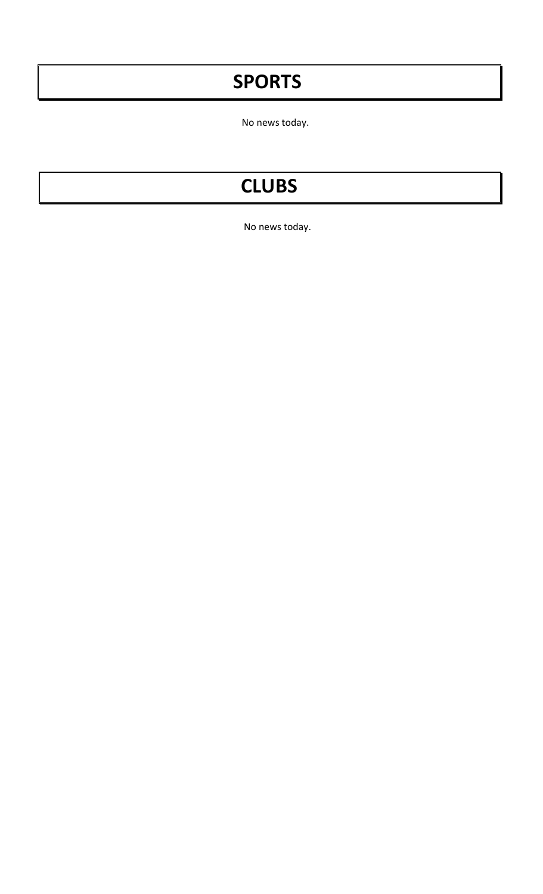# SPORTS

No news today.

# CLUBS

No news today.